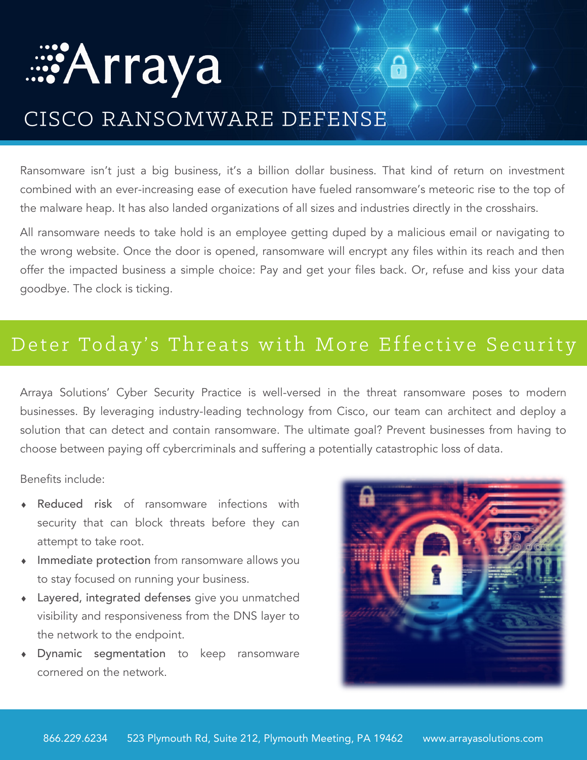# Arraya

## CISCO RANSOMWARE DEFENSE

Ransomware isn't just a big business, it's a billion dollar business. That kind of return on investment combined with an ever-increasing ease of execution have fueled ransomware's meteoric rise to the top of the malware heap. It has also landed organizations of all sizes and industries directly in the crosshairs.

All ransomware needs to take hold is an employee getting duped by a malicious email or navigating to the wrong website. Once the door is opened, ransomware will encrypt any files within its reach and then offer the impacted business a simple choice: Pay and get your files back. Or, refuse and kiss your data goodbye. The clock is ticking.

## Deter Today's Threats with More Effective Security

Arraya Solutions' Cyber Security Practice is well-versed in the threat ransomware poses to modern businesses. By leveraging industry-leading technology from Cisco, our team can architect and deploy a solution that can detect and contain ransomware. The ultimate goal? Prevent businesses from having to choose between paying off cybercriminals and suffering a potentially catastrophic loss of data.

Benefits include:

- Reduced risk of ransomware infections with security that can block threats before they can attempt to take root.
- Immediate protection from ransomware allows you to stay focused on running your business.
- Layered, integrated defenses give you unmatched visibility and responsiveness from the DNS layer to the network to the endpoint.
- Dynamic segmentation to keep ransomware cornered on the network.

866.229.6234 523 Plymouth Rd, Suite 212, Plymouth Meeting, PA 19462 www.arrayasolutions.com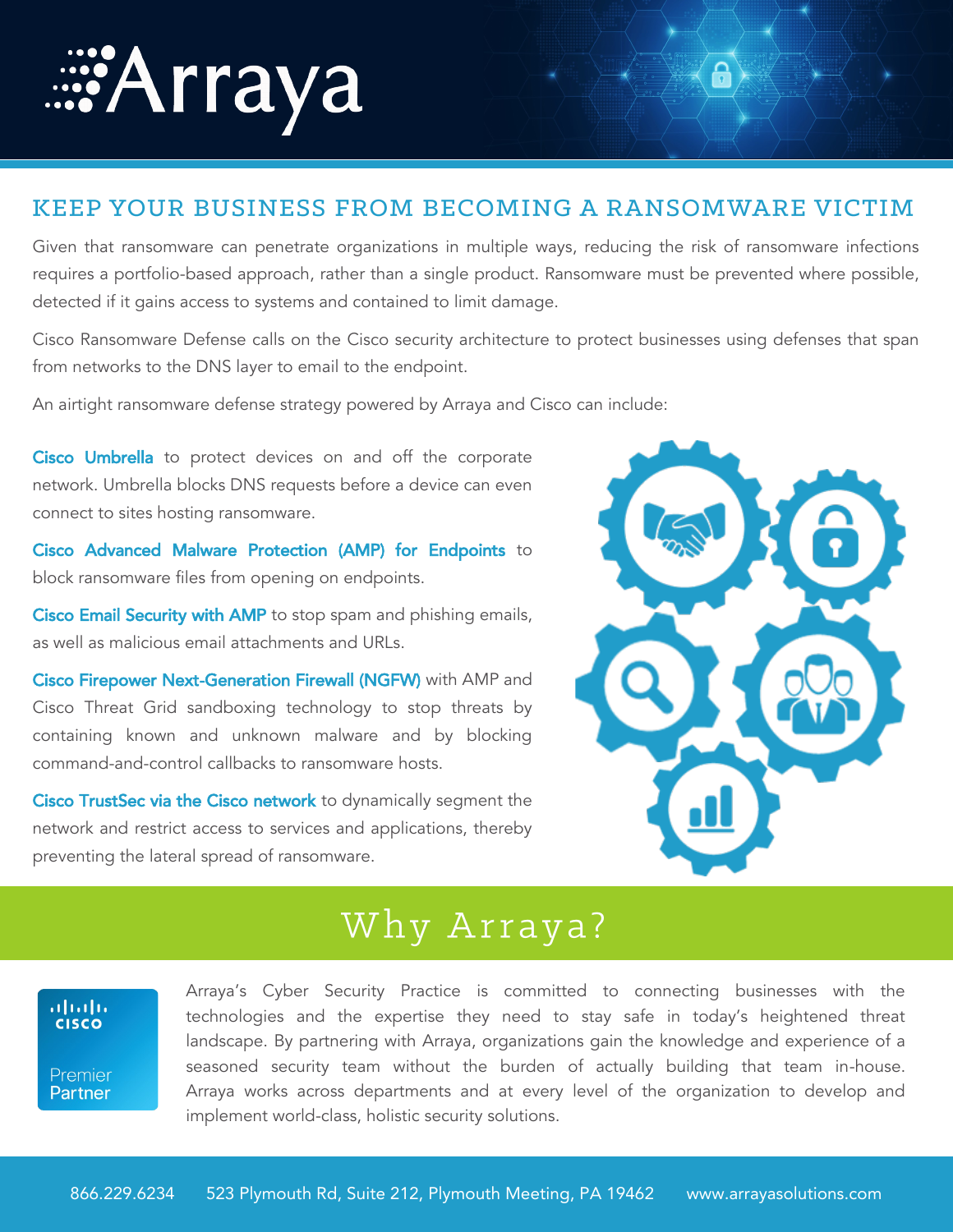# Arraya

## KEEP YOUR BUSINESS FROM BECOMING A RANSOMWARE VICTIM

Given that ransomware can penetrate organizations in multiple ways, reducing the risk of ransomware infections requires a portfolio-based approach, rather than a single product. Ransomware must be prevented where possible, detected if it gains access to systems and contained to limit damage.

Cisco Ransomware Defense calls on the Cisco security architecture to protect businesses using defenses that span from networks to the DNS layer to email to the endpoint.

An airtight ransomware defense strategy powered by Arraya and Cisco can include:

**Cisco Umbrella** to protect devices on and off the corporate network. Umbrella blocks DNS requests before a device can even connect to sites hosting ransomware.

**Cisco Advanced Malware Protection (AMP) for Endpoints** to block ransomware files from opening on endpoints.

**Cisco Email Security with AMP** to stop spam and phishing emails, as well as malicious email attachments and URLs.

**Cisco Firepower Next-Generation Firewall (NGFW)** with AMP and Cisco Threat Grid sandboxing technology to stop threats by containing known and unknown malware and by blocking command-and-control callbacks to ransomware hosts.

**Cisco TrustSec via the Cisco network** to dynamically segment the network and restrict access to services and applications, thereby preventing the lateral spread of ransomware.

## Why Arraya?

Cisco Premier Partner

Arraya's Cyber Security Practice is committed to connecting businesses with the technologies and the expertise they need to stay safe in today's heightened threat landscape. By partnering with Arraya, organizations gain the knowledge and experience of a seasoned security team without the burden of actually building that team in-house. Arraya works across departments and at every level of the organization to develop and implement world-class, holistic security solutions.

866.229.6234 523 Plymouth Rd, Suite 212, Plymouth Meeting, PA 19462 www.arrayasolutions.com